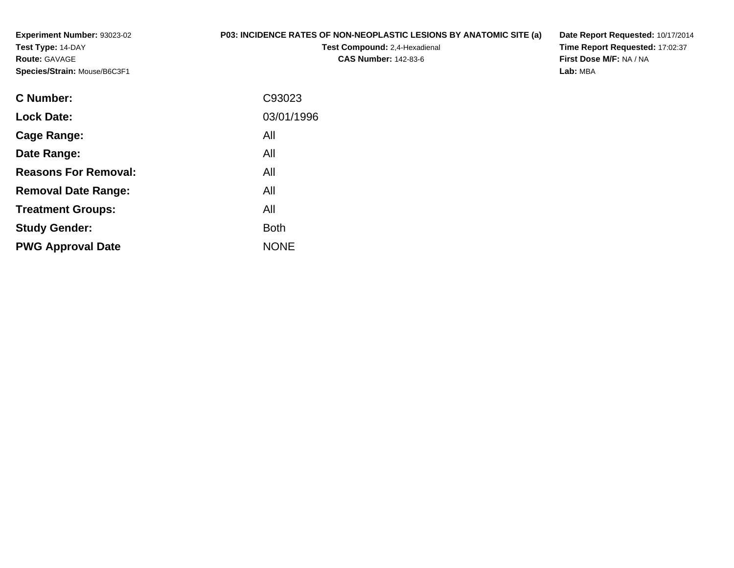**Experiment Number:** 93023-02
**Test Type:** 14-DAY
**Route:** GAVAGE
**Species/Strain:** Mouse/B6C3F1

**P03: INCIDENCE RATES OF NON-NEOPLASTIC LESIONS BY ANATOMIC SITE (a)**
**Test Compound:** 2,4-Hexadienal
**CAS Number:** 142-83-6

**Date Report Requested:** 10/17/2014
**Time Report Requested:** 17:02:37
**First Dose M/F:** NA / NA
**Lab:** MBA

| | |
|---|---|
| **C Number:** | C93023 |
| **Lock Date:** | 03/01/1996 |
| **Cage Range:** | All |
| **Date Range:** | All |
| **Reasons For Removal:** | All |
| **Removal Date Range:** | All |
| **Treatment Groups:** | All |
| **Study Gender:** | Both |
| **PWG Approval Date** | NONE |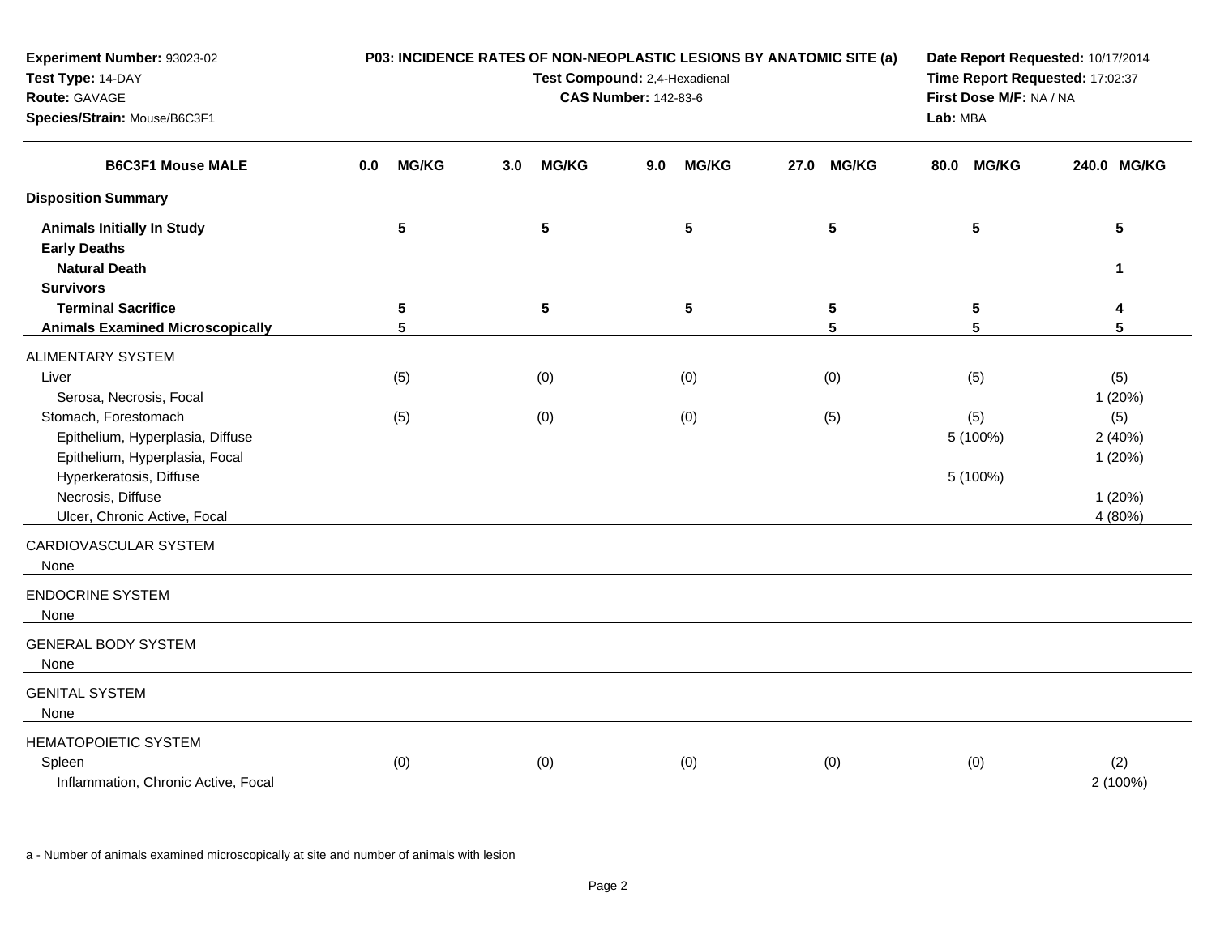**Experiment Number:** 93023-02
**Test Type:** 14-DAY
**Route:** GAVAGE
**Species/Strain:** Mouse/B6C3F1

**P03: INCIDENCE RATES OF NON-NEOPLASTIC LESIONS BY ANATOMIC SITE (a)**
**Test Compound:** 2,4-Hexadienal
**CAS Number:** 142-83-6

**Date Report Requested:** 10/17/2014
**Time Report Requested:** 17:02:37
**First Dose M/F:** NA / NA
**Lab:** MBA

| B6C3F1 Mouse MALE | 0.0 MG/KG | 3.0 MG/KG | 9.0 MG/KG | 27.0 MG/KG | 80.0 MG/KG | 240.0 MG/KG |
|---|---|---|---|---|---|---|
| **Disposition Summary** | | | | | | |
| **Animals Initially In Study** | 5 | 5 | 5 | 5 | 5 | 5 |
| **Early Deaths** | | | | | | |
| **Natural Death** | | | | | | 1 |
| **Survivors** | | | | | | |
| **Terminal Sacrifice** | 5 | 5 | 5 | 5 | 5 | 4 |
| **Animals Examined Microscopically** | 5 | | | 5 | 5 | 5 |
| ALIMENTARY SYSTEM | | | | | | |
| Liver | (5) | (0) | (0) | (0) | (5) | (5) |
| Serosa, Necrosis, Focal | | | | | | 1 (20%) |
| Stomach, Forestomach | (5) | (0) | (0) | (5) | (5) | (5) |
| Epithelium, Hyperplasia, Diffuse | | | | | 5 (100%) | 2 (40%) |
| Epithelium, Hyperplasia, Focal | | | | | | 1 (20%) |
| Hyperkeratosis, Diffuse | | | | | 5 (100%) | |
| Necrosis, Diffuse | | | | | | 1 (20%) |
| Ulcer, Chronic Active, Focal | | | | | | 4 (80%) |
| CARDIOVASCULAR SYSTEM | | | | | | |
| None | | | | | | |
| ENDOCRINE SYSTEM | | | | | | |
| None | | | | | | |
| GENERAL BODY SYSTEM | | | | | | |
| None | | | | | | |
| GENITAL SYSTEM | | | | | | |
| None | | | | | | |
| HEMATOPOIETIC SYSTEM | | | | | | |
| Spleen | (0) | (0) | (0) | (0) | (0) | (2) |
| Inflammation, Chronic Active, Focal | | | | | | 2 (100%) |

a - Number of animals examined microscopically at site and number of animals with lesion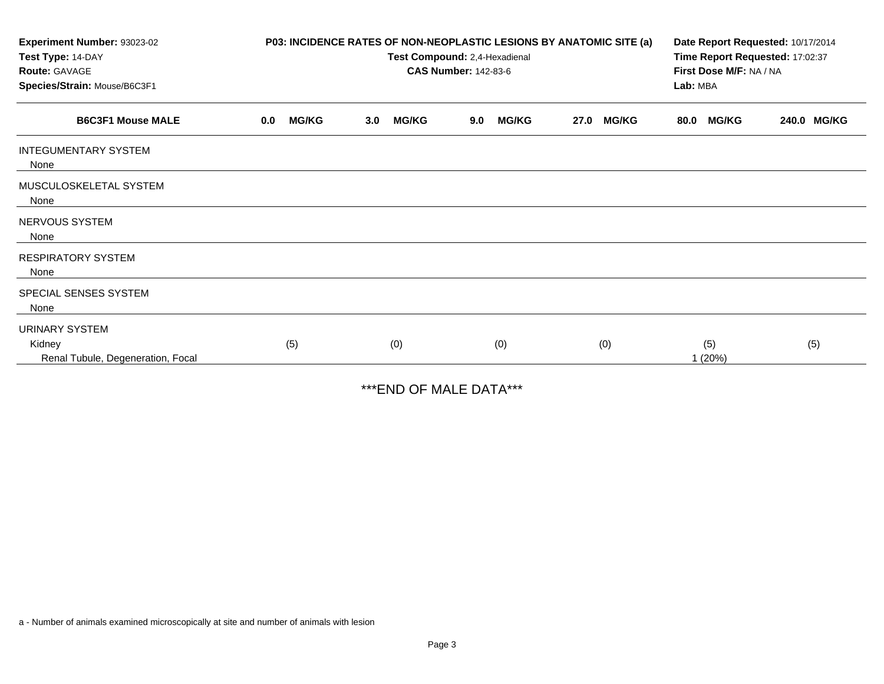**Experiment Number:** 93023-02
**Test Type:** 14-DAY
**Route:** GAVAGE
**Species/Strain:** Mouse/B6C3F1

**P03: INCIDENCE RATES OF NON-NEOPLASTIC LESIONS BY ANATOMIC SITE (a)**
**Test Compound:** 2,4-Hexadienal
**CAS Number:** 142-83-6

**Date Report Requested:** 10/17/2014
**Time Report Requested:** 17:02:37
**First Dose M/F:** NA / NA
**Lab:** MBA

| B6C3F1 Mouse MALE | 0.0 MG/KG | 3.0 MG/KG | 9.0 MG/KG | 27.0 MG/KG | 80.0 MG/KG | 240.0 MG/KG |
|---|---|---|---|---|---|---|
| INTEGUMENTARY SYSTEM | | | | | | |
| None | | | | | | |
| MUSCULOSKELETAL SYSTEM | | | | | | |
| None | | | | | | |
| NERVOUS SYSTEM | | | | | | |
| None | | | | | | |
| RESPIRATORY SYSTEM | | | | | | |
| None | | | | | | |
| SPECIAL SENSES SYSTEM | | | | | | |
| None | | | | | | |
| URINARY SYSTEM | | | | | | |
| Kidney | (5) | (0) | (0) | (0) | (5) | (5) |
| Renal Tubule, Degeneration, Focal | | | | | 1 (20%) | |

***END OF MALE DATA***

a - Number of animals examined microscopically at site and number of animals with lesion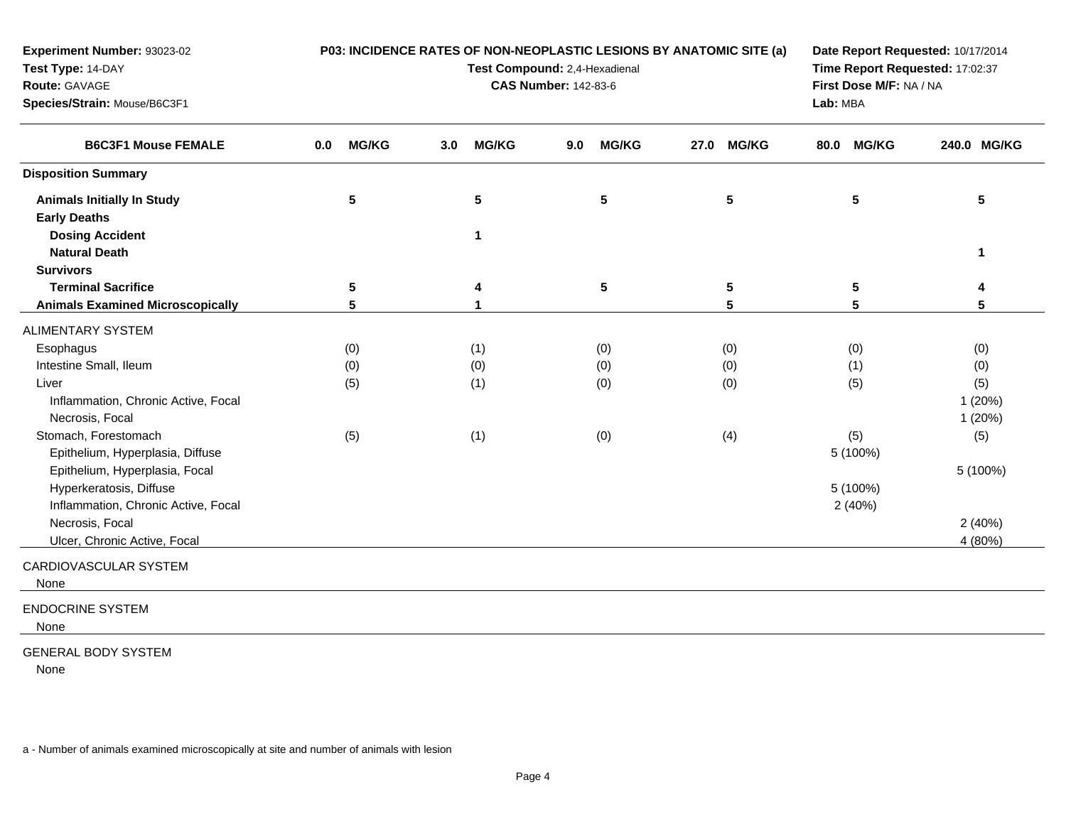**Experiment Number:** 93023-02
**Test Type:** 14-DAY
**Route:** GAVAGE
**Species/Strain:** Mouse/B6C3F1

**P03: INCIDENCE RATES OF NON-NEOPLASTIC LESIONS BY ANATOMIC SITE (a)**
**Test Compound:** 2,4-Hexadienal
**CAS Number:** 142-83-6

**Date Report Requested:** 10/17/2014
**Time Report Requested:** 17:02:37
**First Dose M/F:** NA / NA
**Lab:** MBA

| B6C3F1 Mouse FEMALE | 0.0 MG/KG | 3.0 MG/KG | 9.0 MG/KG | 27.0 MG/KG | 80.0 MG/KG | 240.0 MG/KG |
|---|---|---|---|---|---|---|
| **Disposition Summary** | | | | | | |
| **Animals Initially In Study** | 5 | 5 | 5 | 5 | 5 | 5 |
| **Early Deaths** | | | | | | |
| **Dosing Accident** | | 1 | | | | |
| **Natural Death** | | | | | | 1 |
| **Survivors** | | | | | | |
| **Terminal Sacrifice** | 5 | 4 | 5 | 5 | 5 | 4 |
| **Animals Examined Microscopically** | 5 | 1 | | 5 | 5 | 5 |
| ALIMENTARY SYSTEM | | | | | | |
| Esophagus | (0) | (1) | (0) | (0) | (0) | (0) |
| Intestine Small, Ileum | (0) | (0) | (0) | (0) | (1) | (0) |
| Liver | (5) | (1) | (0) | (0) | (5) | (5) |
| Inflammation, Chronic Active, Focal | | | | | | 1 (20%) |
| Necrosis, Focal | | | | | | 1 (20%) |
| Stomach, Forestomach | (5) | (1) | (0) | (4) | (5) | (5) |
| Epithelium, Hyperplasia, Diffuse | | | | | 5 (100%) | |
| Epithelium, Hyperplasia, Focal | | | | | | 5 (100%) |
| Hyperkeratosis, Diffuse | | | | | 5 (100%) | |
| Inflammation, Chronic Active, Focal | | | | | 2 (40%) | |
| Necrosis, Focal | | | | | | 2 (40%) |
| Ulcer, Chronic Active, Focal | | | | | | 4 (80%) |
| CARDIOVASCULAR SYSTEM | | | | | | |
| None | | | | | | |
| ENDOCRINE SYSTEM | | | | | | |
| None | | | | | | |
| GENERAL BODY SYSTEM | | | | | | |
| None | | | | | | |

a - Number of animals examined microscopically at site and number of animals with lesion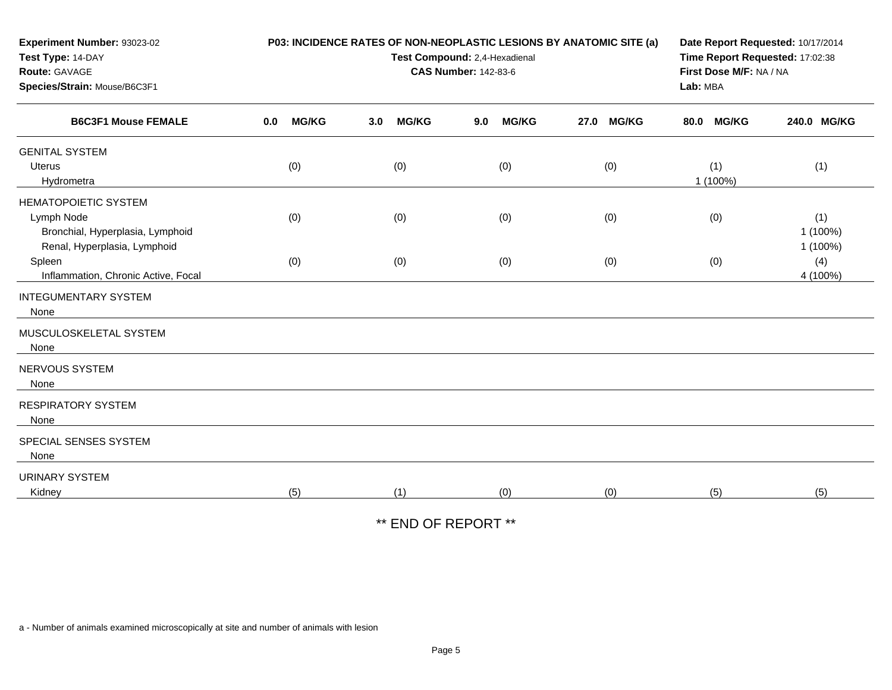**Experiment Number:** 93023-02
**Test Type:** 14-DAY
**Route:** GAVAGE
**Species/Strain:** Mouse/B6C3F1

**P03: INCIDENCE RATES OF NON-NEOPLASTIC LESIONS BY ANATOMIC SITE (a)**
**Test Compound:** 2,4-Hexadienal
**CAS Number:** 142-83-6

**Date Report Requested:** 10/17/2014
**Time Report Requested:** 17:02:38
**First Dose M/F:** NA / NA
**Lab:** MBA

| B6C3F1 Mouse FEMALE | 0.0 MG/KG | 3.0 MG/KG | 9.0 MG/KG | 27.0 MG/KG | 80.0 MG/KG | 240.0 MG/KG |
|---|---|---|---|---|---|---|
| GENITAL SYSTEM | | | | | | |
| Uterus | (0) | (0) | (0) | (0) | (1) | (1) |
| Hydrometra | | | | | 1 (100%) | |
| HEMATOPOIETIC SYSTEM | | | | | | |
| Lymph Node | (0) | (0) | (0) | (0) | (0) | (1) |
| Bronchial, Hyperplasia, Lymphoid | | | | | | 1 (100%) |
| Renal, Hyperplasia, Lymphoid | | | | | | 1 (100%) |
| Spleen | (0) | (0) | (0) | (0) | (0) | (4) |
| Inflammation, Chronic Active, Focal | | | | | | 4 (100%) |
| INTEGUMENTARY SYSTEM | | | | | | |
| None | | | | | | |
| MUSCULOSKELETAL SYSTEM | | | | | | |
| None | | | | | | |
| NERVOUS SYSTEM | | | | | | |
| None | | | | | | |
| RESPIRATORY SYSTEM | | | | | | |
| None | | | | | | |
| SPECIAL SENSES SYSTEM | | | | | | |
| None | | | | | | |
| URINARY SYSTEM | | | | | | |
| Kidney | (5) | (1) | (0) | (0) | (5) | (5) |

** END OF REPORT **

a - Number of animals examined microscopically at site and number of animals with lesion